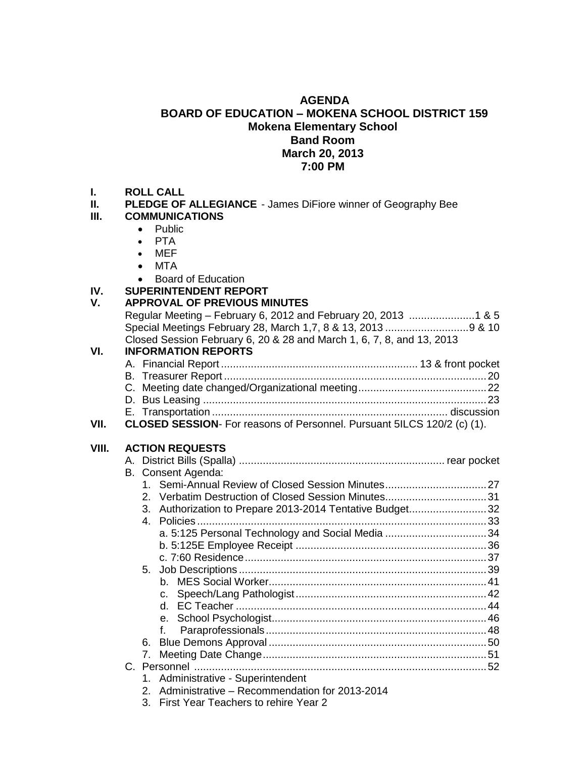# AGENDA
## BOARD OF EDUCATION – MOKENA SCHOOL DISTRICT 159
### Mokena Elementary School
### Band Room
### March 20, 2013
### 7:00 PM

**I. ROLL CALL**

**II. PLEDGE OF ALLEGIANCE** - James DiFiore winner of Geography Bee

**III. COMMUNICATIONS**

- Public
- PTA
- MEF
- MTA
- Board of Education

**IV. SUPERINTENDENT REPORT**

**V. APPROVAL OF PREVIOUS MINUTES**

Regular Meeting – February 6, 2012 and February 20, 2013 ......................1 & 5
Special Meetings February 28, March 1,7, 8 & 13, 2013 ............................9 & 10
Closed Session February 6, 20 & 28 and March 1, 6, 7, 8, and 13, 2013

**VI. INFORMATION REPORTS**

A. Financial Report .................................................................. 13 & front pocket
B. Treasurer Report ........................................................................................20
C. Meeting date changed/Organizational meeting ..........................................22
D. Bus Leasing ...............................................................................................23
E. Transportation ............................................................................... discussion

**VII. CLOSED SESSION**- For reasons of Personnel. Pursuant 5ILCS 120/2 (c) (1).

**VIII. ACTION REQUESTS**

A. District Bills (Spalla) ..................................................................... rear pocket
B. Consent Agenda:
   1. Semi-Annual Review of Closed Session Minutes..................................27
   2. Verbatim Destruction of Closed Session Minutes..................................31
   3. Authorization to Prepare 2013-2014 Tentative Budget..........................32
   4. Policies .................................................................................................33
      a. 5:125 Personal Technology and Social Media ..................................34
      b. 5:125E Employee Receipt ...............................................................36
      c. 7:60 Residence ................................................................................37
   5. Job Descriptions ...................................................................................39
      b. MES Social Worker.........................................................................41
      c. Speech/Lang Pathologist................................................................42
      d. EC Teacher ....................................................................................44
      e. School Psychologist........................................................................46
      f. Paraprofessionals ..........................................................................48
   6. Blue Demons Approval .........................................................................50
   7. Meeting Date Change...........................................................................51
C. Personnel .................................................................................................52
   1. Administrative - Superintendent
   2. Administrative – Recommendation for 2013-2014
   3. First Year Teachers to rehire Year 2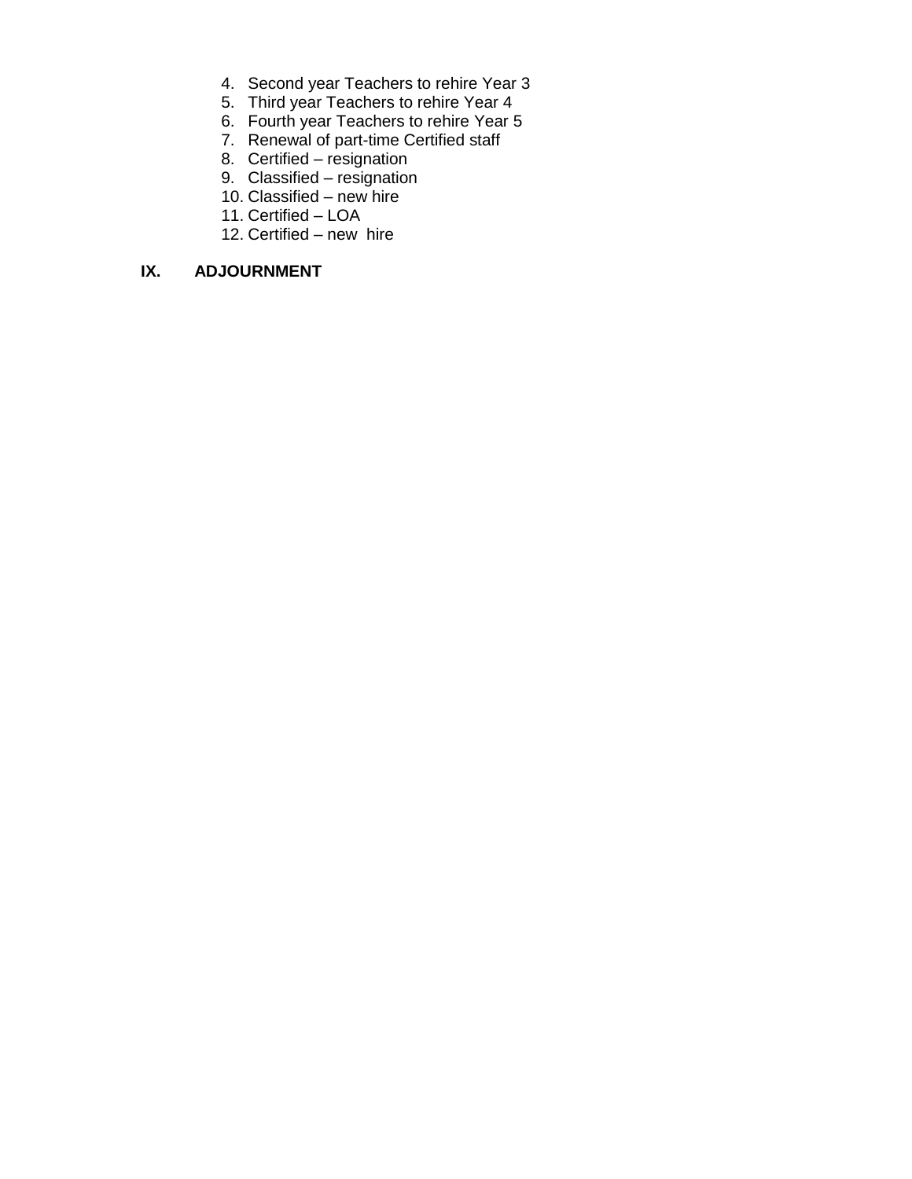4. Second year Teachers to rehire Year 3
5. Third year Teachers to rehire Year 4
6. Fourth year Teachers to rehire Year 5
7. Renewal of part-time Certified staff
8. Certified – resignation
9. Classified – resignation
10. Classified – new hire
11. Certified – LOA
12. Certified – new hire

**IX. ADJOURNMENT**